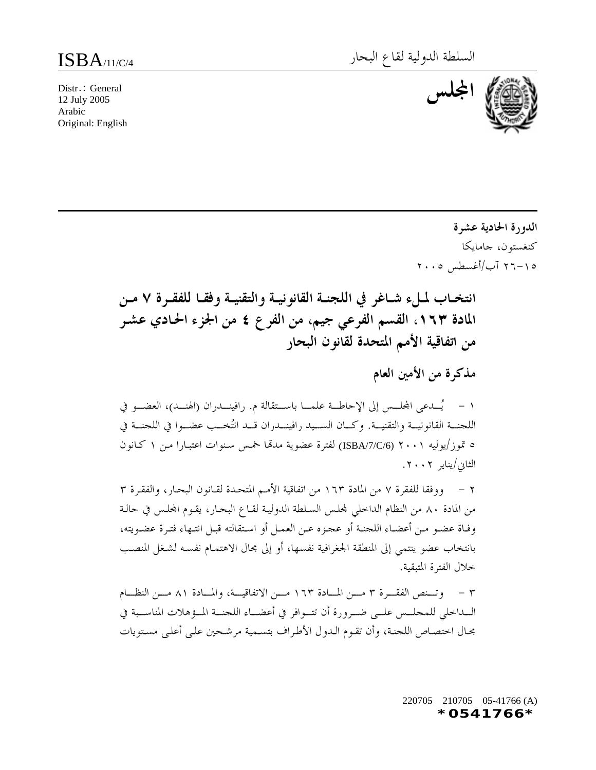ISBA/11/C/4

السلطة الدولية لقاع البحار

المجلس

Distr.: General
12 July 2005
Arabic
Original: English

**الدورة الحادية عشرة**

كنغستون، جامايكا

١٥-٢٦ آب/أغسطس ٢٠٠٥

# انتخاب لملء شاغر في اللجنة القانونية والتقنية وفقا للفقرة ٧ من المادة ١٦٣، القسم الفرعي جيم، من الفرع ٤ من الجزء الحادي عشر من اتفاقية الأمم المتحدة لقانون البحار

## مذكرة من الأمين العام

١ - يُدعى المجلس إلى الإحاطة علما باستقالة م. رافينـدران (الهند)، العضو في اللجنة القانونية والتقنية. وكان السيد رافينـدران قد انتُخب عضوا في اللجنة في ٥ تموز/يوليه ٢٠٠١ (ISBA/7/C/6) لفترة عضوية مدتها خمس سنوات اعتبارا من ١ كانون الثاني/يناير ٢٠٠٢.

٢ - ووفقا للفقرة ٧ من المادة ١٦٣ من اتفاقية الأمم المتحدة لقانون البحار، والفقرة ٣ من المادة ٨٠ من النظام الداخلي لمجلس السلطة الدولية لقاع البحار، يقوم المجلس في حالة وفاة عضو من أعضاء اللجنة أو عجزه عن العمل أو استقالته قبل انتهاء فترة عضويته، بانتخاب عضو ينتمي إلى المنطقة الجغرافية نفسها، أو إلى مجال الاهتمام نفسه لشغل المنصب خلال الفترة المتبقية.

٣ - وتنص الفقرة ٣ من المادة ١٦٣ من الاتفاقية، والمادة ٨١ من النظام الداخلي للمجلس على ضرورة أن تتوافر في أعضاء اللجنة المؤهلات المناسبة في مجال اختصاص اللجنة، وأن تقوم الدول الأطراف بتسمية مرشحين على أعلى مستويات

220705 210705 05-41766 (A)
*0541766*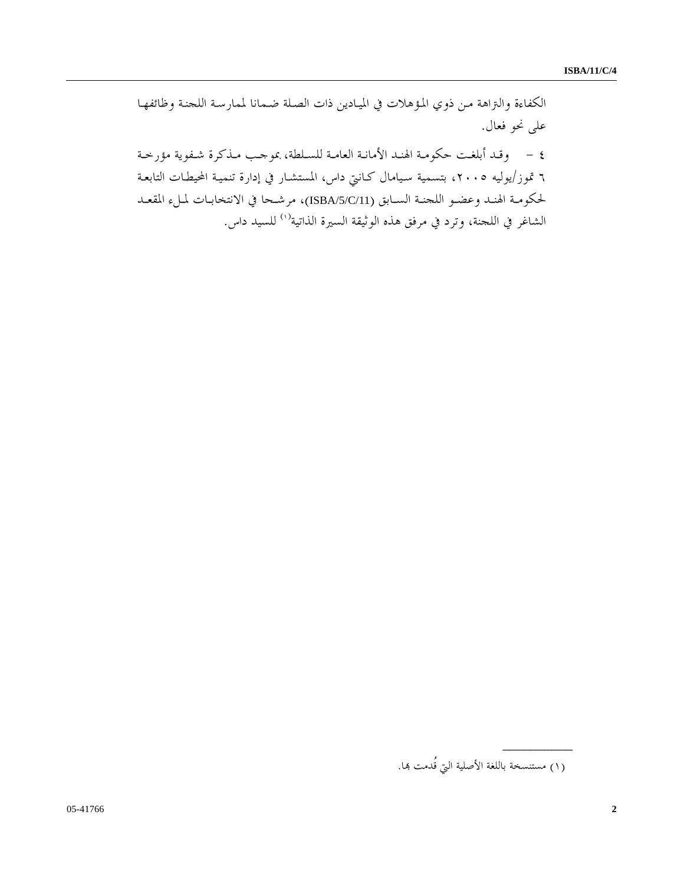الكفاءة والنزاهة من ذوي المؤهلات في الميادين ذات الصلة ضمانا لممارسة اللجنة وظائفها على نحو فعال.

٤ - وقد أبلغت حكومة الهند الأمانة العامة للسلطة، بموجب مذكرة شفوية مؤرخة ٦ تموز/يوليه ٢٠٠٥، بتسمية سيامال كانتي داس، المستشار في إدارة تنمية المحيطات التابعة لحكومة الهند وعضو اللجنة السابق (ISBA/5/C/11)، مرشحا في الانتخابات لملء المقعد الشاغر في اللجنة، وترد في مرفق هذه الوثيقة السيرة الذاتية[1] للسيد داس.

---

(١) مستنسخة باللغة الأصلية التي قُدمت بها.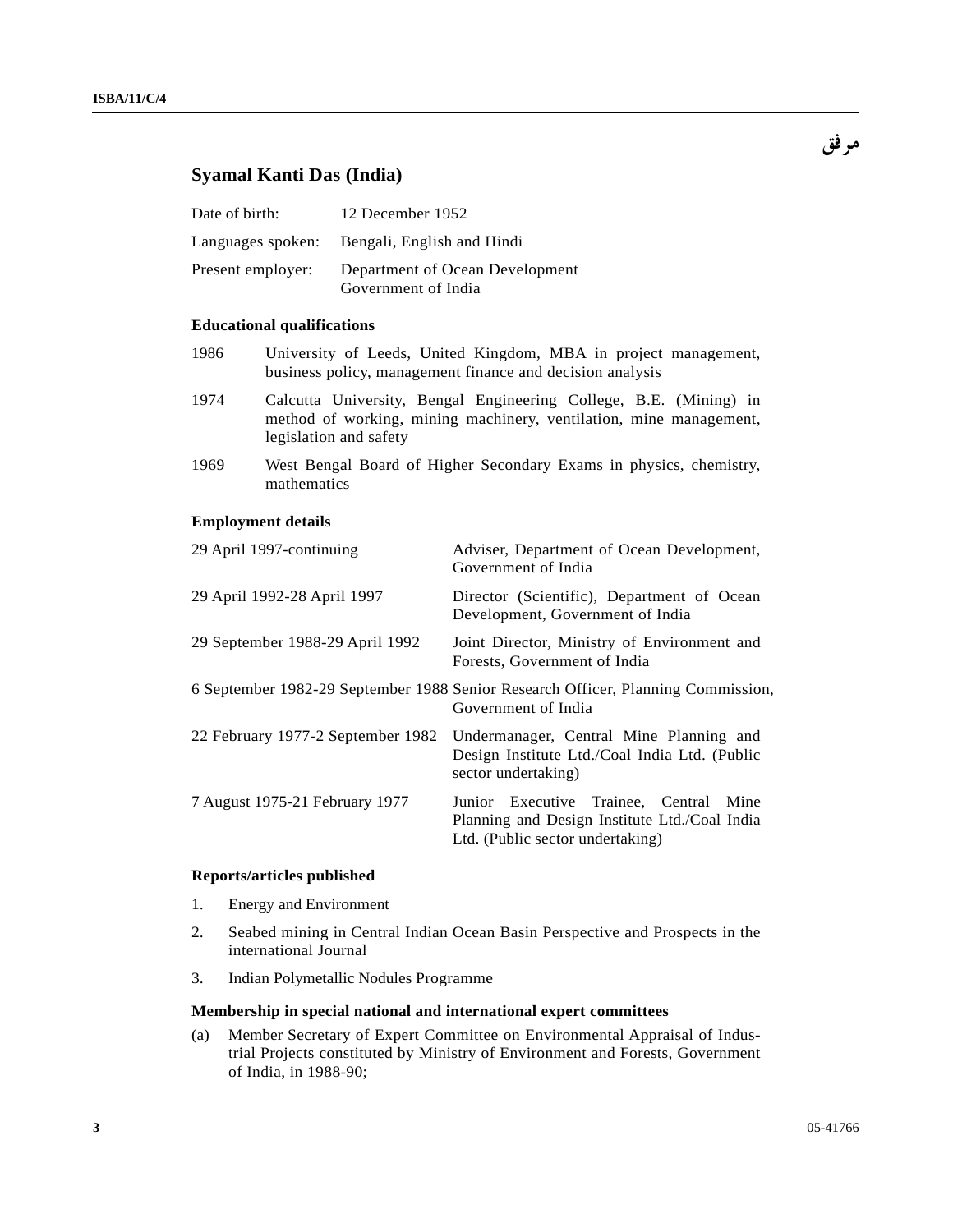مرفق

## Syamal Kanti Das (India)

| | |
|---|---|
| Date of birth: | 12 December 1952 |
| Languages spoken: | Bengali, English and Hindi |
| Present employer: | Department of Ocean Development Government of India |

### Educational qualifications

| | |
|---|---|
| 1986 | University of Leeds, United Kingdom, MBA in project management, business policy, management finance and decision analysis |
| 1974 | Calcutta University, Bengal Engineering College, B.E. (Mining) in method of working, mining machinery, ventilation, mine management, legislation and safety |
| 1969 | West Bengal Board of Higher Secondary Exams in physics, chemistry, mathematics |

### Employment details

| | |
|---|---|
| 29 April 1997-continuing | Adviser, Department of Ocean Development, Government of India |
| 29 April 1992-28 April 1997 | Director (Scientific), Department of Ocean Development, Government of India |
| 29 September 1988-29 April 1992 | Joint Director, Ministry of Environment and Forests, Government of India |
| 6 September 1982-29 September 1988 | Senior Research Officer, Planning Commission, Government of India |
| 22 February 1977-2 September 1982 | Undermanager, Central Mine Planning and Design Institute Ltd./Coal India Ltd. (Public sector undertaking) |
| 7 August 1975-21 February 1977 | Junior Executive Trainee, Central Mine Planning and Design Institute Ltd./Coal India Ltd. (Public sector undertaking) |

### Reports/articles published

1. Energy and Environment
2. Seabed mining in Central Indian Ocean Basin Perspective and Prospects in the international Journal
3. Indian Polymetallic Nodules Programme

### Membership in special national and international expert committees

(a) Member Secretary of Expert Committee on Environmental Appraisal of Industrial Projects constituted by Ministry of Environment and Forests, Government of India, in 1988-90;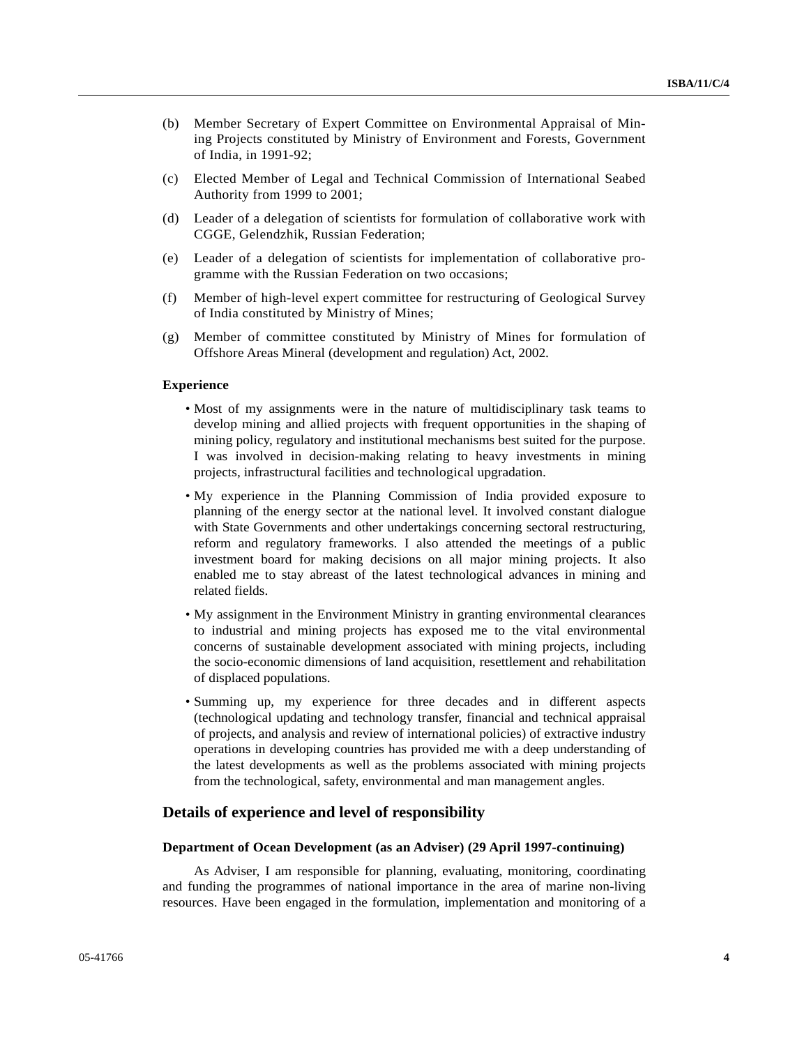(b) Member Secretary of Expert Committee on Environmental Appraisal of Mining Projects constituted by Ministry of Environment and Forests, Government of India, in 1991-92;

(c) Elected Member of Legal and Technical Commission of International Seabed Authority from 1999 to 2001;

(d) Leader of a delegation of scientists for formulation of collaborative work with CGGE, Gelendzhik, Russian Federation;

(e) Leader of a delegation of scientists for implementation of collaborative programme with the Russian Federation on two occasions;

(f) Member of high-level expert committee for restructuring of Geological Survey of India constituted by Ministry of Mines;

(g) Member of committee constituted by Ministry of Mines for formulation of Offshore Areas Mineral (development and regulation) Act, 2002.

**Experience**

- Most of my assignments were in the nature of multidisciplinary task teams to develop mining and allied projects with frequent opportunities in the shaping of mining policy, regulatory and institutional mechanisms best suited for the purpose. I was involved in decision-making relating to heavy investments in mining projects, infrastructural facilities and technological upgradation.
- My experience in the Planning Commission of India provided exposure to planning of the energy sector at the national level. It involved constant dialogue with State Governments and other undertakings concerning sectoral restructuring, reform and regulatory frameworks. I also attended the meetings of a public investment board for making decisions on all major mining projects. It also enabled me to stay abreast of the latest technological advances in mining and related fields.
- My assignment in the Environment Ministry in granting environmental clearances to industrial and mining projects has exposed me to the vital environmental concerns of sustainable development associated with mining projects, including the socio-economic dimensions of land acquisition, resettlement and rehabilitation of displaced populations.
- Summing up, my experience for three decades and in different aspects (technological updating and technology transfer, financial and technical appraisal of projects, and analysis and review of international policies) of extractive industry operations in developing countries has provided me with a deep understanding of the latest developments as well as the problems associated with mining projects from the technological, safety, environmental and man management angles.

## Details of experience and level of responsibility

**Department of Ocean Development (as an Adviser) (29 April 1997-continuing)**

As Adviser, I am responsible for planning, evaluating, monitoring, coordinating and funding the programmes of national importance in the area of marine non-living resources. Have been engaged in the formulation, implementation and monitoring of a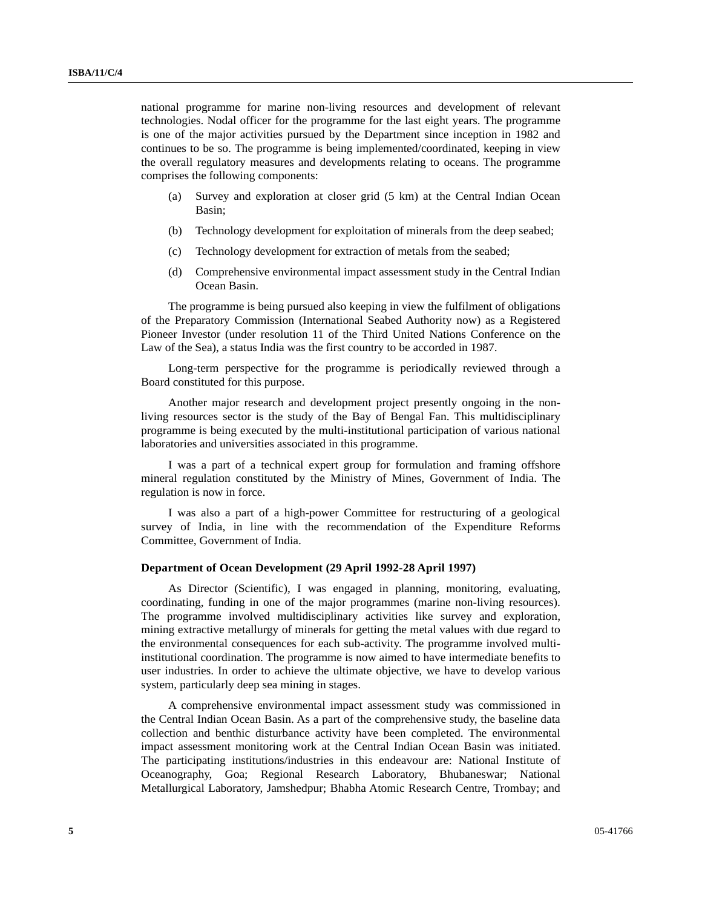national programme for marine non-living resources and development of relevant technologies. Nodal officer for the programme for the last eight years. The programme is one of the major activities pursued by the Department since inception in 1982 and continues to be so. The programme is being implemented/coordinated, keeping in view the overall regulatory measures and developments relating to oceans. The programme comprises the following components:

(a) Survey and exploration at closer grid (5 km) at the Central Indian Ocean Basin;

(b) Technology development for exploitation of minerals from the deep seabed;

(c) Technology development for extraction of metals from the seabed;

(d) Comprehensive environmental impact assessment study in the Central Indian Ocean Basin.

The programme is being pursued also keeping in view the fulfilment of obligations of the Preparatory Commission (International Seabed Authority now) as a Registered Pioneer Investor (under resolution 11 of the Third United Nations Conference on the Law of the Sea), a status India was the first country to be accorded in 1987.

Long-term perspective for the programme is periodically reviewed through a Board constituted for this purpose.

Another major research and development project presently ongoing in the non-living resources sector is the study of the Bay of Bengal Fan. This multidisciplinary programme is being executed by the multi-institutional participation of various national laboratories and universities associated in this programme.

I was a part of a technical expert group for formulation and framing offshore mineral regulation constituted by the Ministry of Mines, Government of India. The regulation is now in force.

I was also a part of a high-power Committee for restructuring of a geological survey of India, in line with the recommendation of the Expenditure Reforms Committee, Government of India.

**Department of Ocean Development (29 April 1992-28 April 1997)**

As Director (Scientific), I was engaged in planning, monitoring, evaluating, coordinating, funding in one of the major programmes (marine non-living resources). The programme involved multidisciplinary activities like survey and exploration, mining extractive metallurgy of minerals for getting the metal values with due regard to the environmental consequences for each sub-activity. The programme involved multi-institutional coordination. The programme is now aimed to have intermediate benefits to user industries. In order to achieve the ultimate objective, we have to develop various system, particularly deep sea mining in stages.

A comprehensive environmental impact assessment study was commissioned in the Central Indian Ocean Basin. As a part of the comprehensive study, the baseline data collection and benthic disturbance activity have been completed. The environmental impact assessment monitoring work at the Central Indian Ocean Basin was initiated. The participating institutions/industries in this endeavour are: National Institute of Oceanography, Goa; Regional Research Laboratory, Bhubaneswar; National Metallurgical Laboratory, Jamshedpur; Bhabha Atomic Research Centre, Trombay; and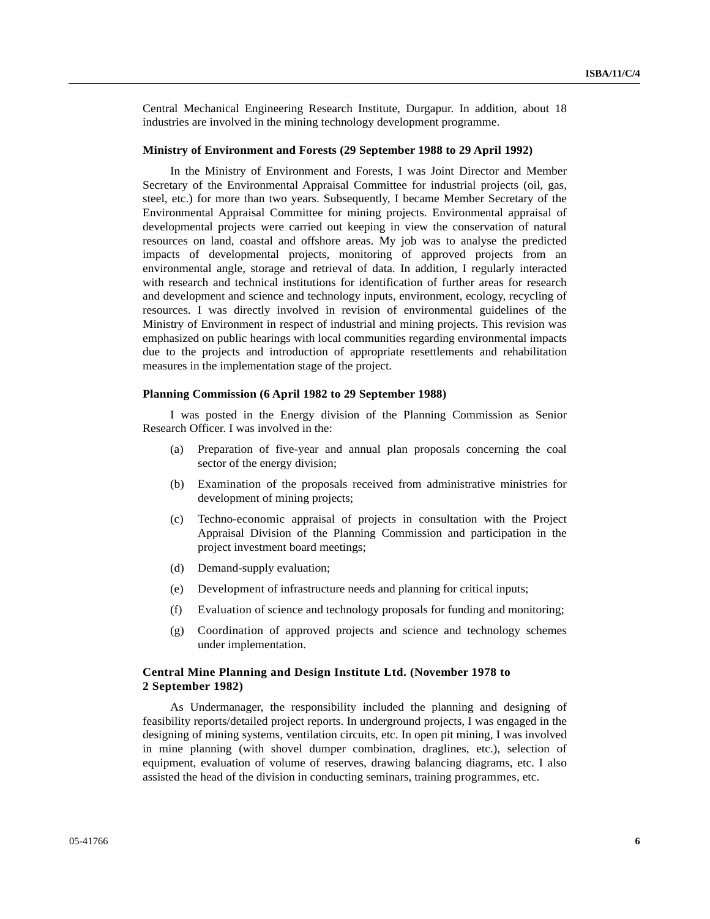Central Mechanical Engineering Research Institute, Durgapur. In addition, about 18 industries are involved in the mining technology development programme.

**Ministry of Environment and Forests (29 September 1988 to 29 April 1992)**

In the Ministry of Environment and Forests, I was Joint Director and Member Secretary of the Environmental Appraisal Committee for industrial projects (oil, gas, steel, etc.) for more than two years. Subsequently, I became Member Secretary of the Environmental Appraisal Committee for mining projects. Environmental appraisal of developmental projects were carried out keeping in view the conservation of natural resources on land, coastal and offshore areas. My job was to analyse the predicted impacts of developmental projects, monitoring of approved projects from an environmental angle, storage and retrieval of data. In addition, I regularly interacted with research and technical institutions for identification of further areas for research and development and science and technology inputs, environment, ecology, recycling of resources. I was directly involved in revision of environmental guidelines of the Ministry of Environment in respect of industrial and mining projects. This revision was emphasized on public hearings with local communities regarding environmental impacts due to the projects and introduction of appropriate resettlements and rehabilitation measures in the implementation stage of the project.

**Planning Commission (6 April 1982 to 29 September 1988)**

I was posted in the Energy division of the Planning Commission as Senior Research Officer. I was involved in the:

(a) Preparation of five-year and annual plan proposals concerning the coal sector of the energy division;

(b) Examination of the proposals received from administrative ministries for development of mining projects;

(c) Techno-economic appraisal of projects in consultation with the Project Appraisal Division of the Planning Commission and participation in the project investment board meetings;

(d) Demand-supply evaluation;

(e) Development of infrastructure needs and planning for critical inputs;

(f) Evaluation of science and technology proposals for funding and monitoring;

(g) Coordination of approved projects and science and technology schemes under implementation.

**Central Mine Planning and Design Institute Ltd. (November 1978 to 2 September 1982)**

As Undermanager, the responsibility included the planning and designing of feasibility reports/detailed project reports. In underground projects, I was engaged in the designing of mining systems, ventilation circuits, etc. In open pit mining, I was involved in mine planning (with shovel dumper combination, draglines, etc.), selection of equipment, evaluation of volume of reserves, drawing balancing diagrams, etc. I also assisted the head of the division in conducting seminars, training programmes, etc.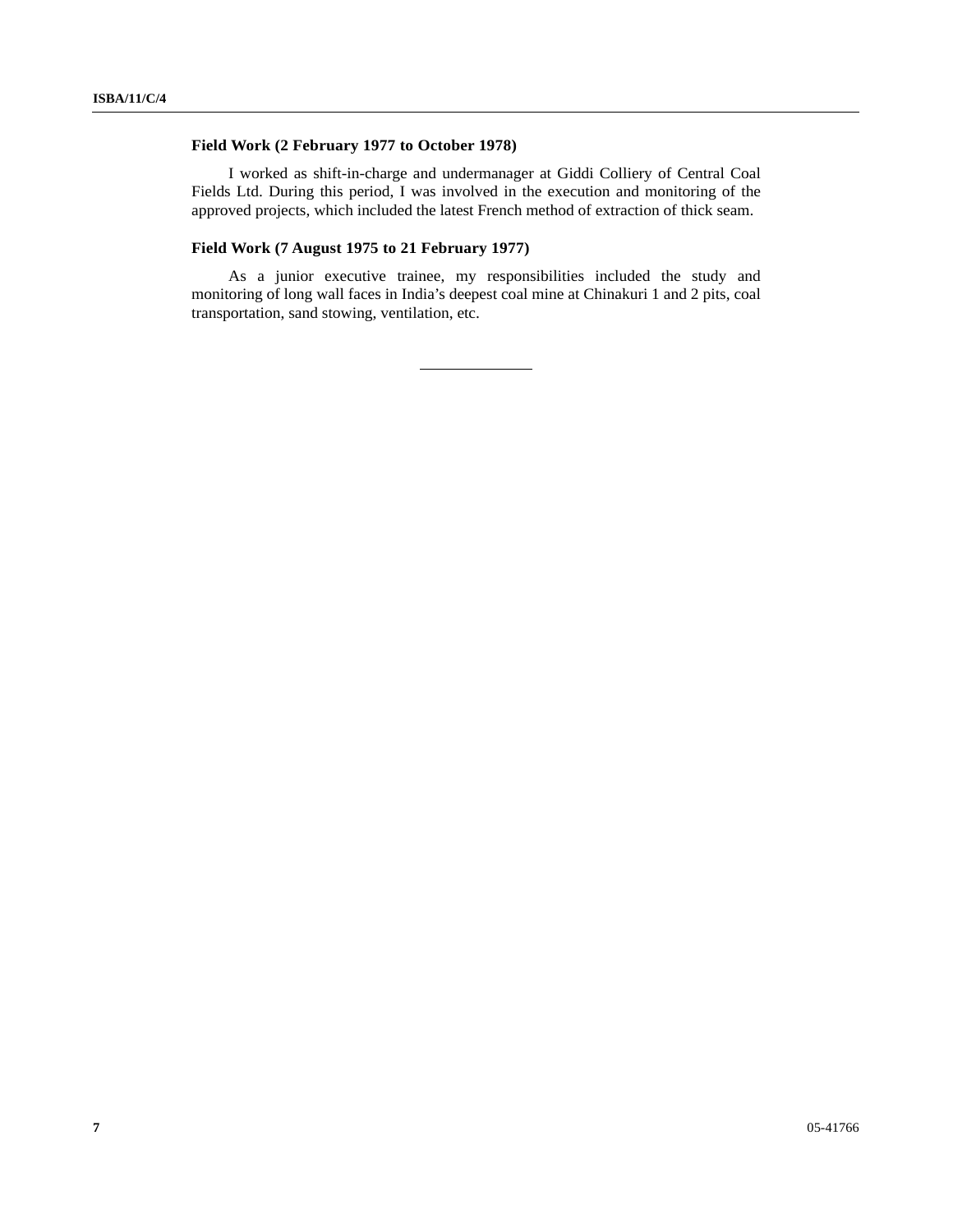**Field Work (2 February 1977 to October 1978)**

I worked as shift-in-charge and undermanager at Giddi Colliery of Central Coal Fields Ltd. During this period, I was involved in the execution and monitoring of the approved projects, which included the latest French method of extraction of thick seam.

**Field Work (7 August 1975 to 21 February 1977)**

As a junior executive trainee, my responsibilities included the study and monitoring of long wall faces in India's deepest coal mine at Chinakuri 1 and 2 pits, coal transportation, sand stowing, ventilation, etc.